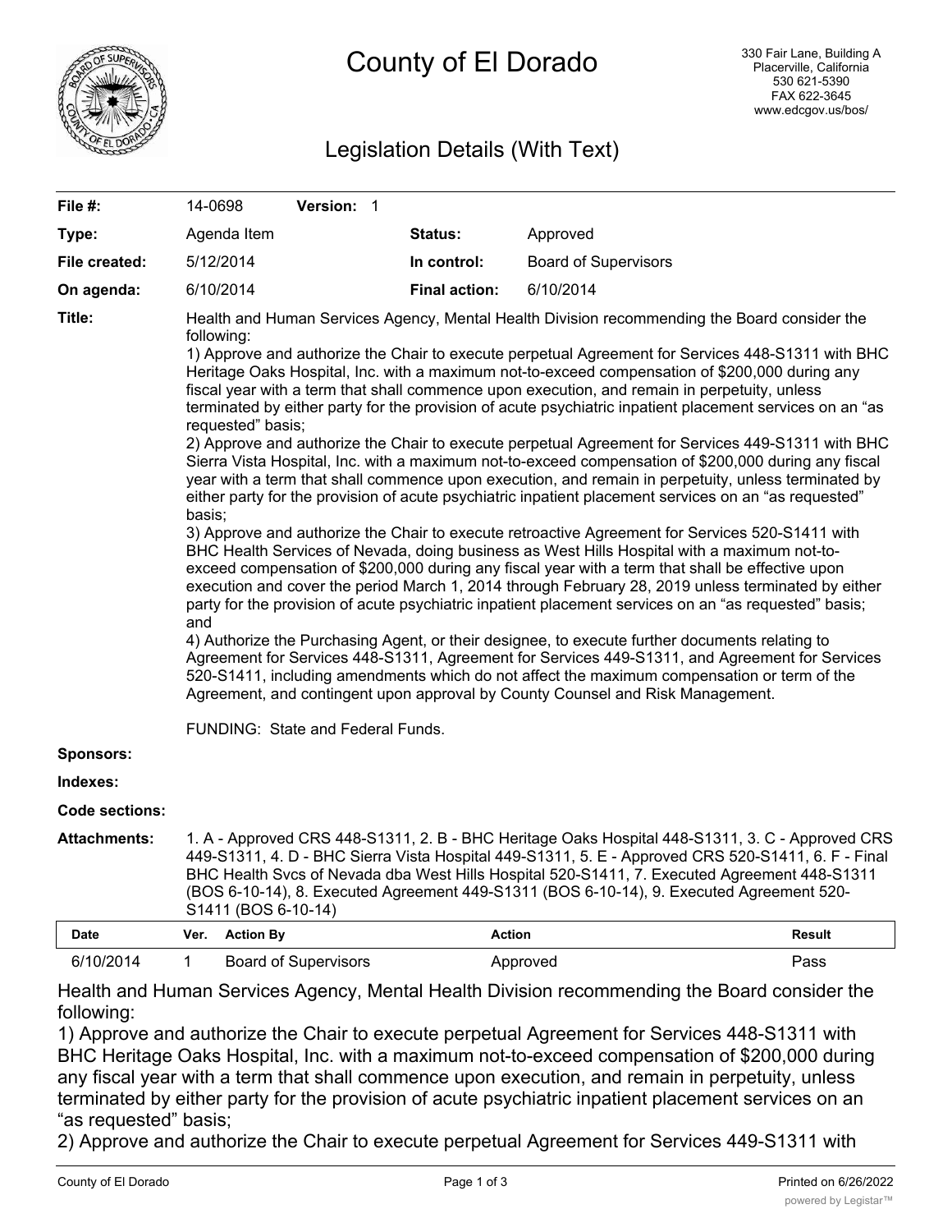# County of El Dorado

330 Fair Lane, Building A
Placerville, California
530 621-5390
FAX 622-3645
www.edcgov.us/bos/

## Legislation Details (With Text)

| | | | |
|---|---|---|---|
| **File #:** | 14-0698 **Version:** 1 | | |
| **Type:** | Agenda Item | **Status:** | Approved |
| **File created:** | 5/12/2014 | **In control:** | Board of Supervisors |
| **On agenda:** | 6/10/2014 | **Final action:** | 6/10/2014 |

**Title:** Health and Human Services Agency, Mental Health Division recommending the Board consider the following:
1) Approve and authorize the Chair to execute perpetual Agreement for Services 448-S1311 with BHC Heritage Oaks Hospital, Inc. with a maximum not-to-exceed compensation of $200,000 during any fiscal year with a term that shall commence upon execution, and remain in perpetuity, unless terminated by either party for the provision of acute psychiatric inpatient placement services on an "as requested" basis;
2) Approve and authorize the Chair to execute perpetual Agreement for Services 449-S1311 with BHC Sierra Vista Hospital, Inc. with a maximum not-to-exceed compensation of $200,000 during any fiscal year with a term that shall commence upon execution, and remain in perpetuity, unless terminated by either party for the provision of acute psychiatric inpatient placement services on an "as requested" basis;
3) Approve and authorize the Chair to execute retroactive Agreement for Services 520-S1411 with BHC Health Services of Nevada, doing business as West Hills Hospital with a maximum not-to-exceed compensation of $200,000 during any fiscal year with a term that shall be effective upon execution and cover the period March 1, 2014 through February 28, 2019 unless terminated by either party for the provision of acute psychiatric inpatient placement services on an "as requested" basis; and
4) Authorize the Purchasing Agent, or their designee, to execute further documents relating to Agreement for Services 448-S1311, Agreement for Services 449-S1311, and Agreement for Services 520-S1411, including amendments which do not affect the maximum compensation or term of the Agreement, and contingent upon approval by County Counsel and Risk Management.

FUNDING: State and Federal Funds.

**Sponsors:**

**Indexes:**

**Code sections:**

**Attachments:** 1. A - Approved CRS 448-S1311, 2. B - BHC Heritage Oaks Hospital 448-S1311, 3. C - Approved CRS 449-S1311, 4. D - BHC Sierra Vista Hospital 449-S1311, 5. E - Approved CRS 520-S1411, 6. F - Final BHC Health Svcs of Nevada dba West Hills Hospital 520-S1411, 7. Executed Agreement 448-S1311 (BOS 6-10-14), 8. Executed Agreement 449-S1311 (BOS 6-10-14), 9. Executed Agreement 520-S1411 (BOS 6-10-14)

| Date | Ver. | Action By | Action | Result |
|---|---|---|---|---|
| 6/10/2014 | 1 | Board of Supervisors | Approved | Pass |

Health and Human Services Agency, Mental Health Division recommending the Board consider the following:
1) Approve and authorize the Chair to execute perpetual Agreement for Services 448-S1311 with BHC Heritage Oaks Hospital, Inc. with a maximum not-to-exceed compensation of $200,000 during any fiscal year with a term that shall commence upon execution, and remain in perpetuity, unless terminated by either party for the provision of acute psychiatric inpatient placement services on an "as requested" basis;
2) Approve and authorize the Chair to execute perpetual Agreement for Services 449-S1311 with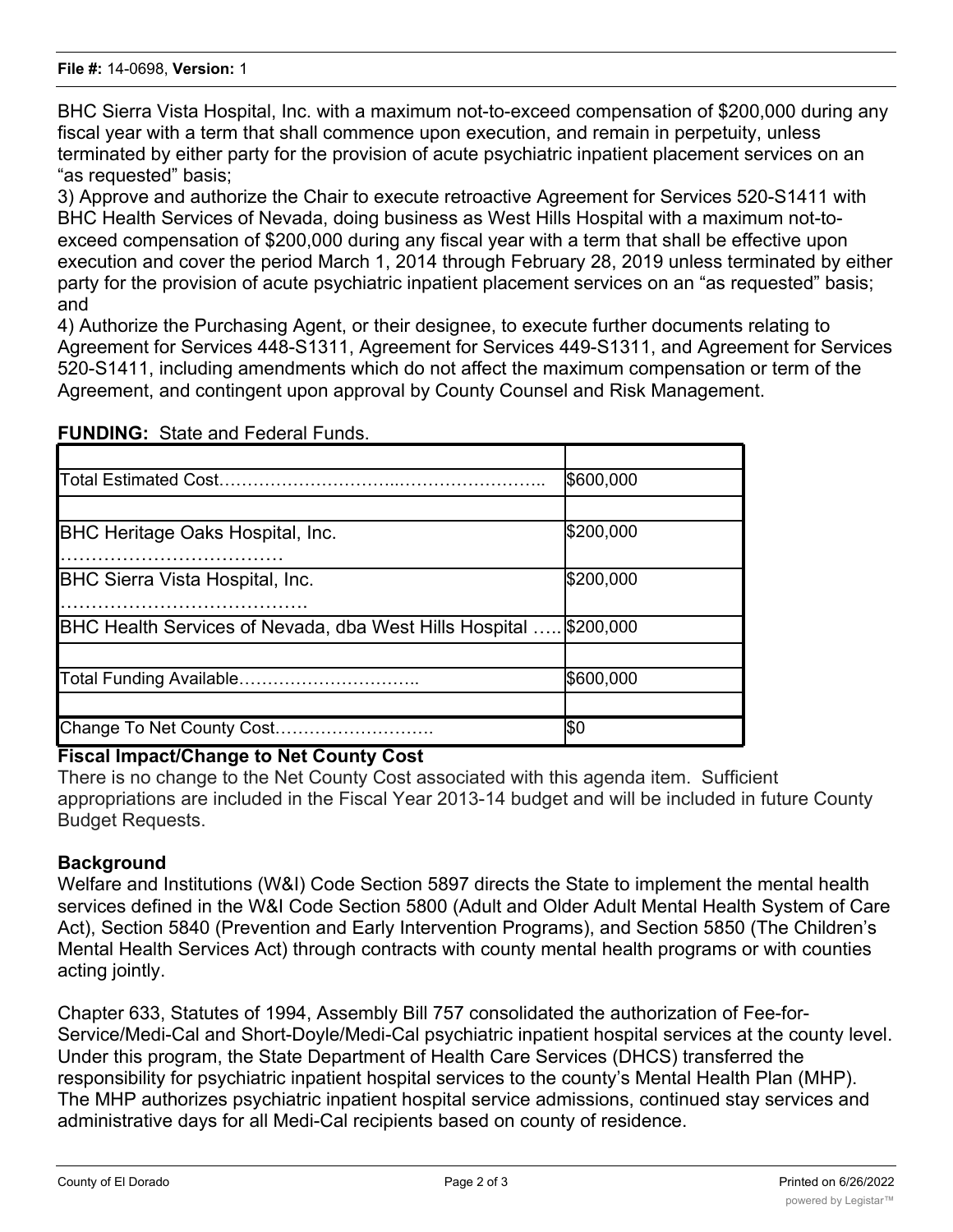BHC Sierra Vista Hospital, Inc. with a maximum not-to-exceed compensation of $200,000 during any fiscal year with a term that shall commence upon execution, and remain in perpetuity, unless terminated by either party for the provision of acute psychiatric inpatient placement services on an "as requested" basis;

3) Approve and authorize the Chair to execute retroactive Agreement for Services 520-S1411 with BHC Health Services of Nevada, doing business as West Hills Hospital with a maximum not-to-exceed compensation of $200,000 during any fiscal year with a term that shall be effective upon execution and cover the period March 1, 2014 through February 28, 2019 unless terminated by either party for the provision of acute psychiatric inpatient placement services on an "as requested" basis; and

4) Authorize the Purchasing Agent, or their designee, to execute further documents relating to Agreement for Services 448-S1311, Agreement for Services 449-S1311, and Agreement for Services 520-S1411, including amendments which do not affect the maximum compensation or term of the Agreement, and contingent upon approval by County Counsel and Risk Management.

**FUNDING:** State and Federal Funds.

| | |
|---|---|
| Total Estimated Cost………………………..…………………….. | $600,000 |
| | |
| BHC Heritage Oaks Hospital, Inc. ……………………………… | $200,000 |
| BHC Sierra Vista Hospital, Inc. …………………………………. | $200,000 |
| BHC Health Services of Nevada, dba West Hills Hospital ….. | $200,000 |
| | |
| Total Funding Available………………………….. | $600,000 |
| | |
| Change To Net County Cost……………………… | $0 |

**Fiscal Impact/Change to Net County Cost**

There is no change to the Net County Cost associated with this agenda item. Sufficient appropriations are included in the Fiscal Year 2013-14 budget and will be included in future County Budget Requests.

**Background**

Welfare and Institutions (W&I) Code Section 5897 directs the State to implement the mental health services defined in the W&I Code Section 5800 (Adult and Older Adult Mental Health System of Care Act), Section 5840 (Prevention and Early Intervention Programs), and Section 5850 (The Children's Mental Health Services Act) through contracts with county mental health programs or with counties acting jointly.

Chapter 633, Statutes of 1994, Assembly Bill 757 consolidated the authorization of Fee-for-Service/Medi-Cal and Short-Doyle/Medi-Cal psychiatric inpatient hospital services at the county level. Under this program, the State Department of Health Care Services (DHCS) transferred the responsibility for psychiatric inpatient hospital services to the county's Mental Health Plan (MHP). The MHP authorizes psychiatric inpatient hospital service admissions, continued stay services and administrative days for all Medi-Cal recipients based on county of residence.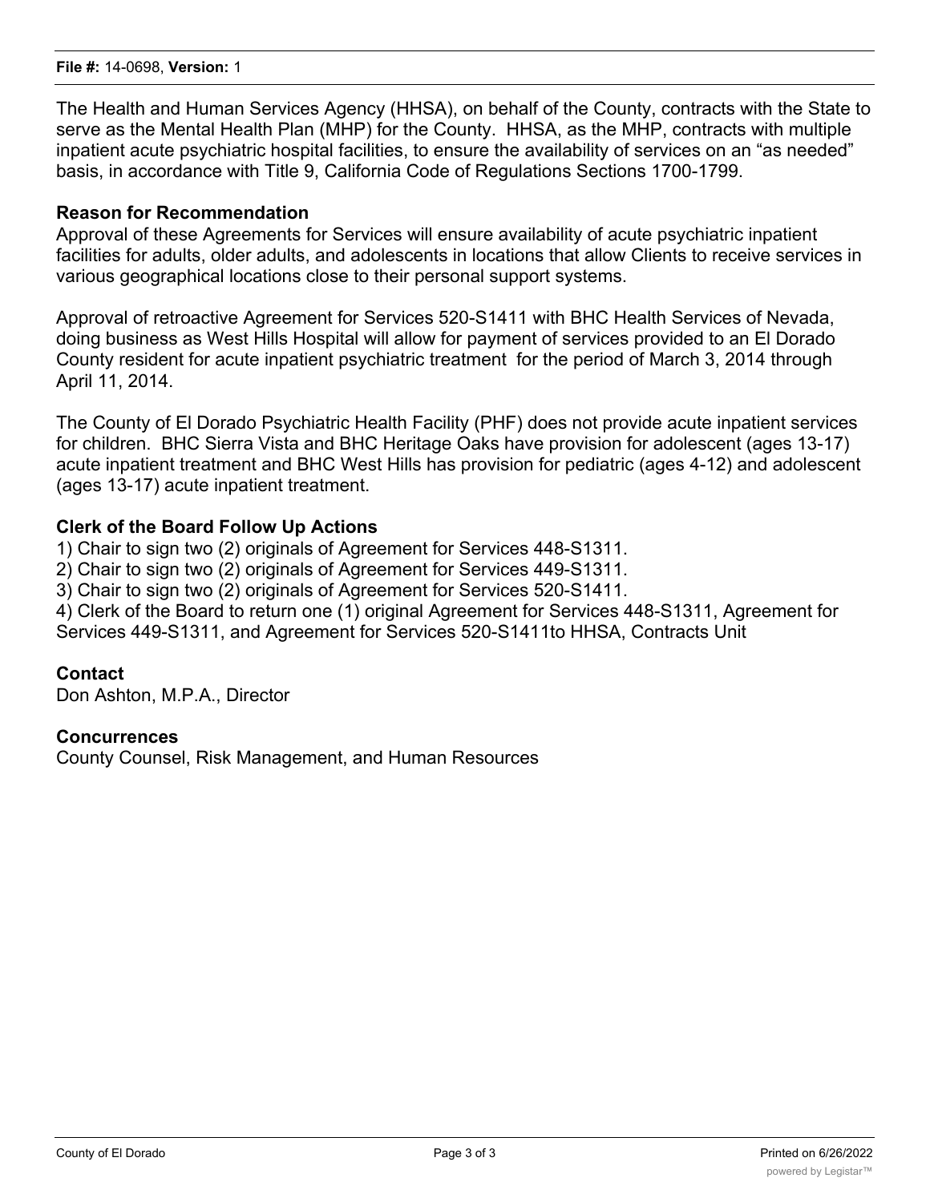The Health and Human Services Agency (HHSA), on behalf of the County, contracts with the State to serve as the Mental Health Plan (MHP) for the County. HHSA, as the MHP, contracts with multiple inpatient acute psychiatric hospital facilities, to ensure the availability of services on an "as needed" basis, in accordance with Title 9, California Code of Regulations Sections 1700-1799.

## Reason for Recommendation

Approval of these Agreements for Services will ensure availability of acute psychiatric inpatient facilities for adults, older adults, and adolescents in locations that allow Clients to receive services in various geographical locations close to their personal support systems.

Approval of retroactive Agreement for Services 520-S1411 with BHC Health Services of Nevada, doing business as West Hills Hospital will allow for payment of services provided to an El Dorado County resident for acute inpatient psychiatric treatment for the period of March 3, 2014 through April 11, 2014.

The County of El Dorado Psychiatric Health Facility (PHF) does not provide acute inpatient services for children. BHC Sierra Vista and BHC Heritage Oaks have provision for adolescent (ages 13-17) acute inpatient treatment and BHC West Hills has provision for pediatric (ages 4-12) and adolescent (ages 13-17) acute inpatient treatment.

## Clerk of the Board Follow Up Actions

1) Chair to sign two (2) originals of Agreement for Services 448-S1311.
2) Chair to sign two (2) originals of Agreement for Services 449-S1311.
3) Chair to sign two (2) originals of Agreement for Services 520-S1411.
4) Clerk of the Board to return one (1) original Agreement for Services 448-S1311, Agreement for Services 449-S1311, and Agreement for Services 520-S1411to HHSA, Contracts Unit

## Contact

Don Ashton, M.P.A., Director

## Concurrences

County Counsel, Risk Management, and Human Resources